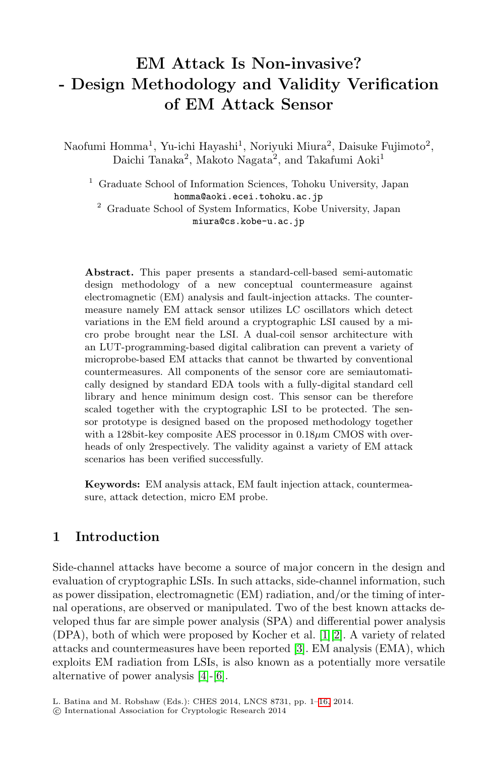# EM Attack Is Non-invasive? - Design Methodology and Validity Verification of EM Attack Sensor

Naofumi Homma[1], Yu-ichi Hayashi[1], Noriyuki Miura[2], Daisuke Fujimoto[2], Daichi Tanaka[2], Makoto Nagata[2], and Takafumi Aoki[1]

[1] Graduate School of Information Sciences, Tohoku University, Japan
homma@aoki.ecei.tohoku.ac.jp

[2] Graduate School of System Informatics, Kobe University, Japan
miura@cs.kobe-u.ac.jp

**Abstract.** This paper presents a standard-cell-based semi-automatic design methodology of a new conceptual countermeasure against electromagnetic (EM) analysis and fault-injection attacks. The countermeasure namely EM attack sensor utilizes LC oscillators which detect variations in the EM field around a cryptographic LSI caused by a micro probe brought near the LSI. A dual-coil sensor architecture with an LUT-programming-based digital calibration can prevent a variety of microprobe-based EM attacks that cannot be thwarted by conventional countermeasures. All components of the sensor core are semiautomatically designed by standard EDA tools with a fully-digital standard cell library and hence minimum design cost. This sensor can be therefore scaled together with the cryptographic LSI to be protected. The sensor prototype is designed based on the proposed methodology together with a 128bit-key composite AES processor in 0.18$\mu$m CMOS with overheads of only 2respectively. The validity against a variety of EM attack scenarios has been verified successfully.

**Keywords:** EM analysis attack, EM fault injection attack, countermeasure, attack detection, micro EM probe.

## 1 Introduction

Side-channel attacks have become a source of major concern in the design and evaluation of cryptographic LSIs. In such attacks, side-channel information, such as power dissipation, electromagnetic (EM) radiation, and/or the timing of internal operations, are observed or manipulated. Two of the best known attacks developed thus far are simple power analysis (SPA) and differential power analysis (DPA), both of which were proposed by Kocher et al. [1][2]. A variety of related attacks and countermeasures have been reported [3]. EM analysis (EMA), which exploits EM radiation from LSIs, is also known as a potentially more versatile alternative of power analysis [4]-[6].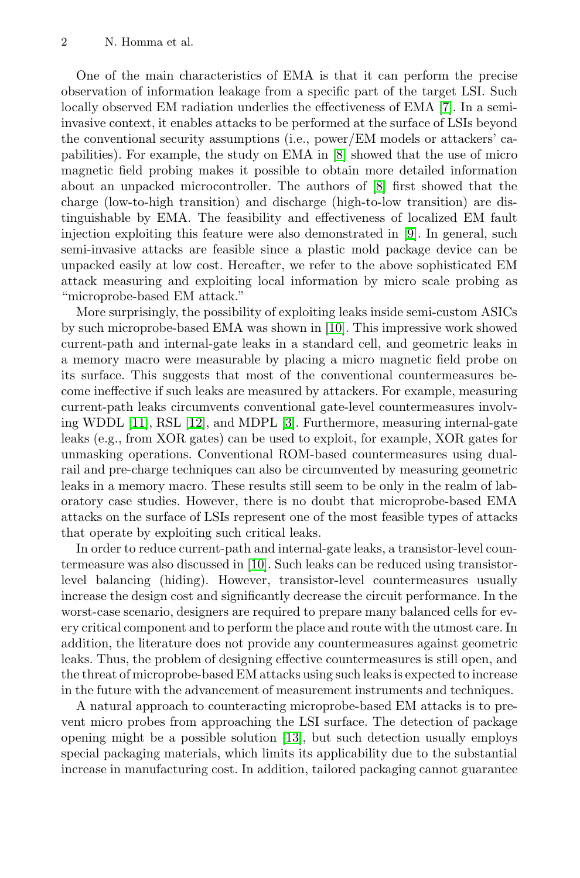One of the main characteristics of EMA is that it can perform the precise observation of information leakage from a specific part of the target LSI. Such locally observed EM radiation underlies the effectiveness of EMA [7]. In a semi-invasive context, it enables attacks to be performed at the surface of LSIs beyond the conventional security assumptions (i.e., power/EM models or attackers' capabilities). For example, the study on EMA in [8] showed that the use of micro magnetic field probing makes it possible to obtain more detailed information about an unpacked microcontroller. The authors of [8] first showed that the charge (low-to-high transition) and discharge (high-to-low transition) are distinguishable by EMA. The feasibility and effectiveness of localized EM fault injection exploiting this feature were also demonstrated in [9]. In general, such semi-invasive attacks are feasible since a plastic mold package device can be unpacked easily at low cost. Hereafter, we refer to the above sophisticated EM attack measuring and exploiting local information by micro scale probing as "microprobe-based EM attack."

More surprisingly, the possibility of exploiting leaks inside semi-custom ASICs by such microprobe-based EMA was shown in [10]. This impressive work showed current-path and internal-gate leaks in a standard cell, and geometric leaks in a memory macro were measurable by placing a micro magnetic field probe on its surface. This suggests that most of the conventional countermeasures become ineffective if such leaks are measured by attackers. For example, measuring current-path leaks circumvents conventional gate-level countermeasures involving WDDL [11], RSL [12], and MDPL [3]. Furthermore, measuring internal-gate leaks (e.g., from XOR gates) can be used to exploit, for example, XOR gates for unmasking operations. Conventional ROM-based countermeasures using dual-rail and pre-charge techniques can also be circumvented by measuring geometric leaks in a memory macro. These results still seem to be only in the realm of laboratory case studies. However, there is no doubt that microprobe-based EMA attacks on the surface of LSIs represent one of the most feasible types of attacks that operate by exploiting such critical leaks.

In order to reduce current-path and internal-gate leaks, a transistor-level countermeasure was also discussed in [10]. Such leaks can be reduced using transistor-level balancing (hiding). However, transistor-level countermeasures usually increase the design cost and significantly decrease the circuit performance. In the worst-case scenario, designers are required to prepare many balanced cells for every critical component and to perform the place and route with the utmost care. In addition, the literature does not provide any countermeasures against geometric leaks. Thus, the problem of designing effective countermeasures is still open, and the threat of microprobe-based EM attacks using such leaks is expected to increase in the future with the advancement of measurement instruments and techniques.

A natural approach to counteracting microprobe-based EM attacks is to prevent micro probes from approaching the LSI surface. The detection of package opening might be a possible solution [13], but such detection usually employs special packaging materials, which limits its applicability due to the substantial increase in manufacturing cost. In addition, tailored packaging cannot guarantee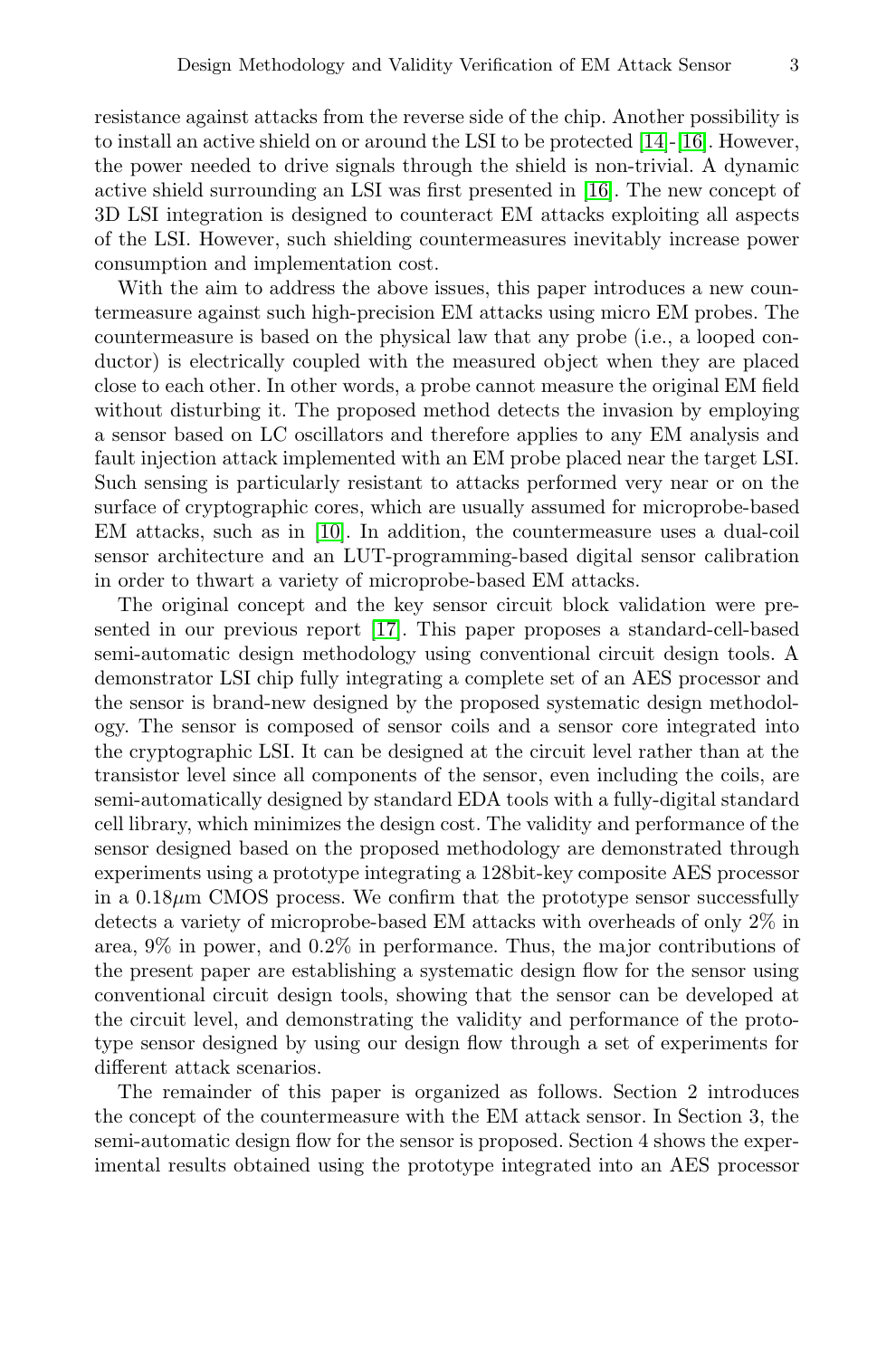resistance against attacks from the reverse side of the chip. Another possibility is to install an active shield on or around the LSI to be protected [14]-[16]. However, the power needed to drive signals through the shield is non-trivial. A dynamic active shield surrounding an LSI was first presented in [16]. The new concept of 3D LSI integration is designed to counteract EM attacks exploiting all aspects of the LSI. However, such shielding countermeasures inevitably increase power consumption and implementation cost.

With the aim to address the above issues, this paper introduces a new countermeasure against such high-precision EM attacks using micro EM probes. The countermeasure is based on the physical law that any probe (i.e., a looped conductor) is electrically coupled with the measured object when they are placed close to each other. In other words, a probe cannot measure the original EM field without disturbing it. The proposed method detects the invasion by employing a sensor based on LC oscillators and therefore applies to any EM analysis and fault injection attack implemented with an EM probe placed near the target LSI. Such sensing is particularly resistant to attacks performed very near or on the surface of cryptographic cores, which are usually assumed for microprobe-based EM attacks, such as in [10]. In addition, the countermeasure uses a dual-coil sensor architecture and an LUT-programming-based digital sensor calibration in order to thwart a variety of microprobe-based EM attacks.

The original concept and the key sensor circuit block validation were presented in our previous report [17]. This paper proposes a standard-cell-based semi-automatic design methodology using conventional circuit design tools. A demonstrator LSI chip fully integrating a complete set of an AES processor and the sensor is brand-new designed by the proposed systematic design methodology. The sensor is composed of sensor coils and a sensor core integrated into the cryptographic LSI. It can be designed at the circuit level rather than at the transistor level since all components of the sensor, even including the coils, are semi-automatically designed by standard EDA tools with a fully-digital standard cell library, which minimizes the design cost. The validity and performance of the sensor designed based on the proposed methodology are demonstrated through experiments using a prototype integrating a 128bit-key composite AES processor in a $0.18\mu$m CMOS process. We confirm that the prototype sensor successfully detects a variety of microprobe-based EM attacks with overheads of only 2% in area, 9% in power, and 0.2% in performance. Thus, the major contributions of the present paper are establishing a systematic design flow for the sensor using conventional circuit design tools, showing that the sensor can be developed at the circuit level, and demonstrating the validity and performance of the prototype sensor designed by using our design flow through a set of experiments for different attack scenarios.

The remainder of this paper is organized as follows. Section 2 introduces the concept of the countermeasure with the EM attack sensor. In Section 3, the semi-automatic design flow for the sensor is proposed. Section 4 shows the experimental results obtained using the prototype integrated into an AES processor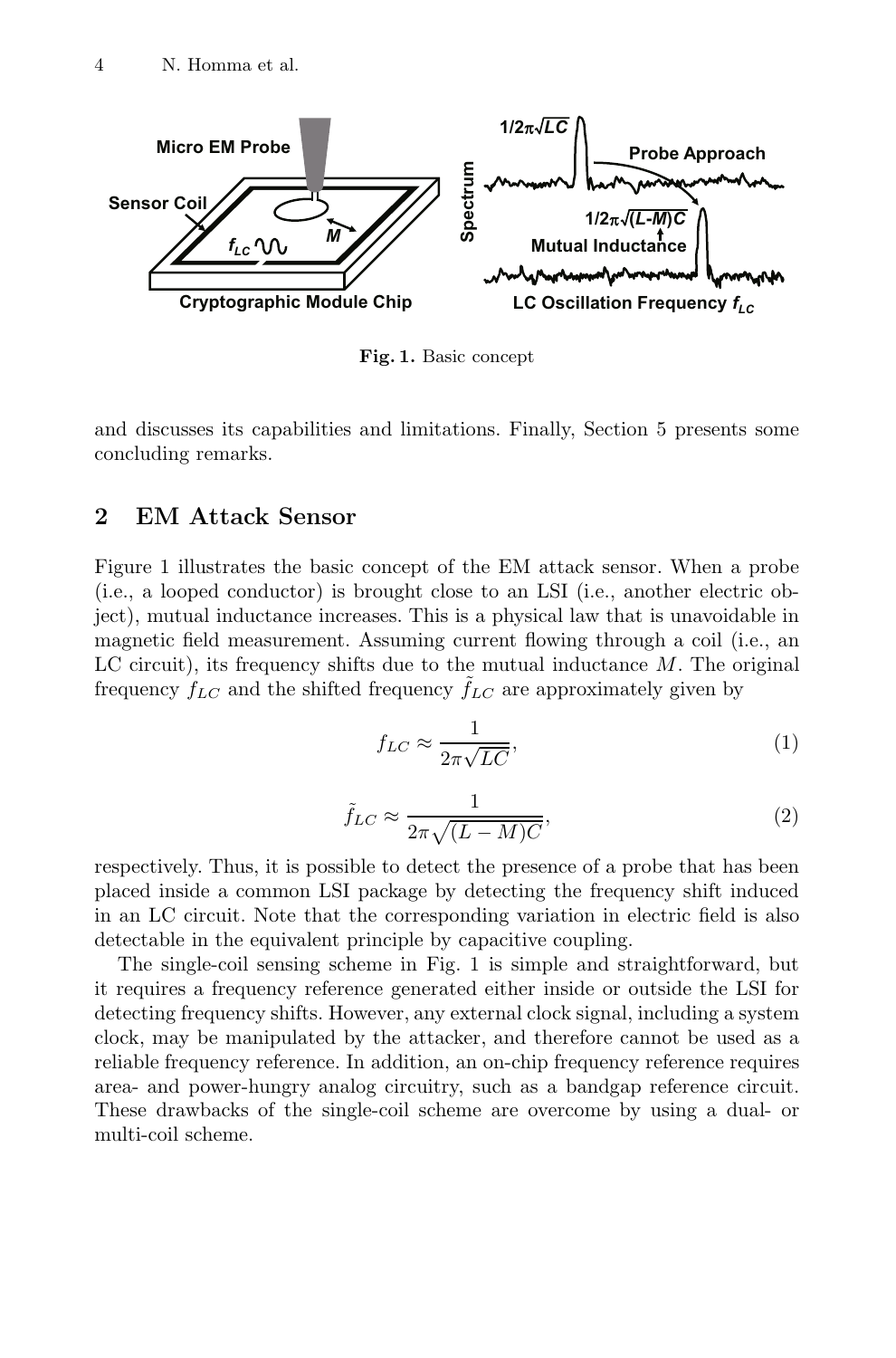Fig. 1. Basic concept

and discusses its capabilities and limitations. Finally, Section 5 presents some concluding remarks.

## 2 EM Attack Sensor

Figure 1 illustrates the basic concept of the EM attack sensor. When a probe (i.e., a looped conductor) is brought close to an LSI (i.e., another electric object), mutual inductance increases. This is a physical law that is unavoidable in magnetic field measurement. Assuming current flowing through a coil (i.e., an LC circuit), its frequency shifts due to the mutual inductance $M$. The original frequency $f_{LC}$ and the shifted frequency $\tilde{f}_{LC}$ are approximately given by

$$f_{LC} \approx \frac{1}{2\pi\sqrt{LC}}, \tag{1}$$

$$\tilde{f}_{LC} \approx \frac{1}{2\pi\sqrt{(L-M)C}}, \tag{2}$$

respectively. Thus, it is possible to detect the presence of a probe that has been placed inside a common LSI package by detecting the frequency shift induced in an LC circuit. Note that the corresponding variation in electric field is also detectable in the equivalent principle by capacitive coupling.

The single-coil sensing scheme in Fig. 1 is simple and straightforward, but it requires a frequency reference generated either inside or outside the LSI for detecting frequency shifts. However, any external clock signal, including a system clock, may be manipulated by the attacker, and therefore cannot be used as a reliable frequency reference. In addition, an on-chip frequency reference requires area- and power-hungry analog circuitry, such as a bandgap reference circuit. These drawbacks of the single-coil scheme are overcome by using a dual- or multi-coil scheme.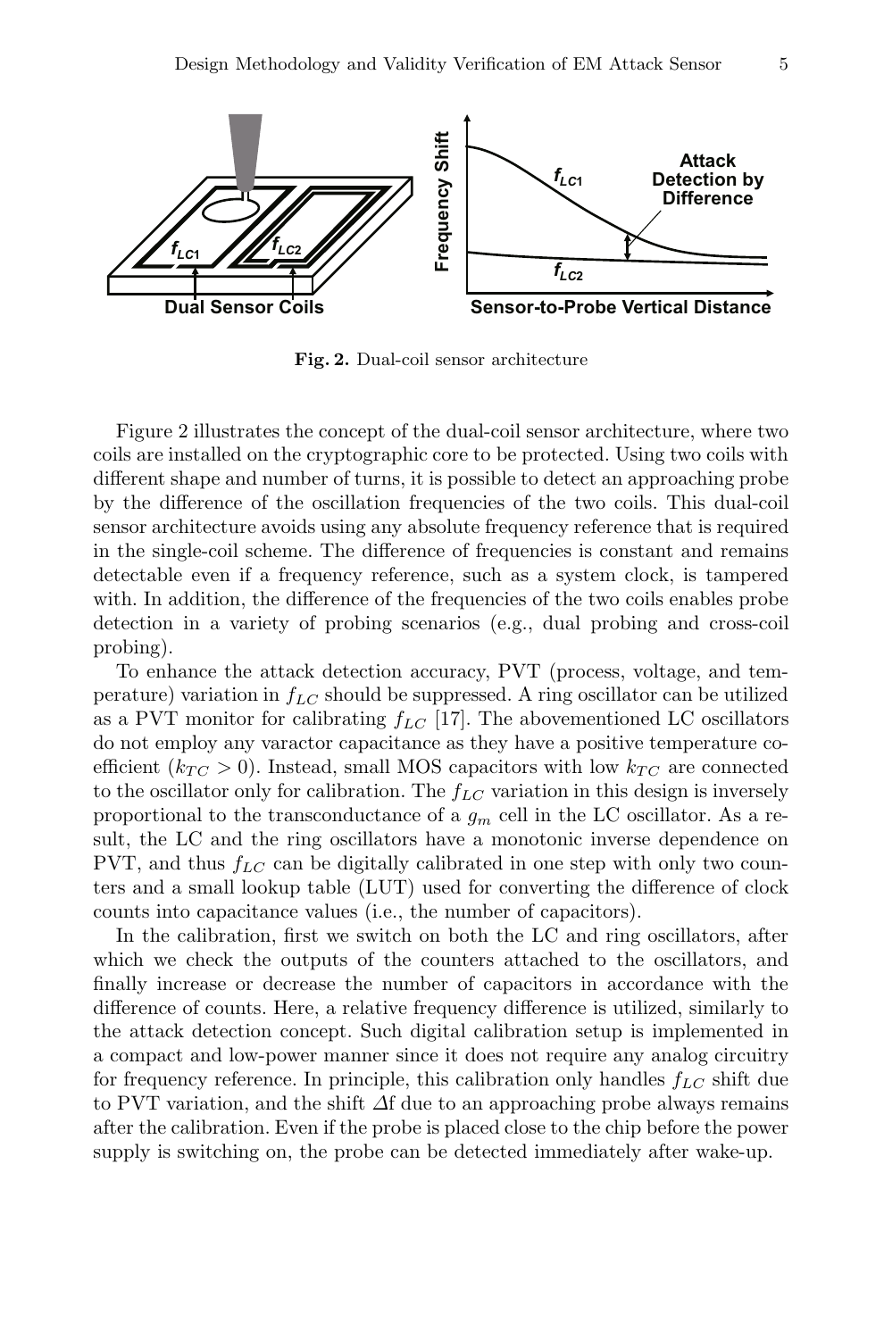**Fig. 2.** Dual-coil sensor architecture

Figure 2 illustrates the concept of the dual-coil sensor architecture, where two coils are installed on the cryptographic core to be protected. Using two coils with different shape and number of turns, it is possible to detect an approaching probe by the difference of the oscillation frequencies of the two coils. This dual-coil sensor architecture avoids using any absolute frequency reference that is required in the single-coil scheme. The difference of frequencies is constant and remains detectable even if a frequency reference, such as a system clock, is tampered with. In addition, the difference of the frequencies of the two coils enables probe detection in a variety of probing scenarios (e.g., dual probing and cross-coil probing).

To enhance the attack detection accuracy, PVT (process, voltage, and temperature) variation in $f_{LC}$ should be suppressed. A ring oscillator can be utilized as a PVT monitor for calibrating $f_{LC}$ [17]. The abovementioned LC oscillators do not employ any varactor capacitance as they have a positive temperature coefficient ($k_{TC} > 0$). Instead, small MOS capacitors with low $k_{TC}$ are connected to the oscillator only for calibration. The $f_{LC}$ variation in this design is inversely proportional to the transconductance of a $g_m$ cell in the LC oscillator. As a result, the LC and the ring oscillators have a monotonic inverse dependence on PVT, and thus $f_{LC}$ can be digitally calibrated in one step with only two counters and a small lookup table (LUT) used for converting the difference of clock counts into capacitance values (i.e., the number of capacitors).

In the calibration, first we switch on both the LC and ring oscillators, after which we check the outputs of the counters attached to the oscillators, and finally increase or decrease the number of capacitors in accordance with the difference of counts. Here, a relative frequency difference is utilized, similarly to the attack detection concept. Such digital calibration setup is implemented in a compact and low-power manner since it does not require any analog circuitry for frequency reference. In principle, this calibration only handles $f_{LC}$ shift due to PVT variation, and the shift $\Delta$f due to an approaching probe always remains after the calibration. Even if the probe is placed close to the chip before the power supply is switching on, the probe can be detected immediately after wake-up.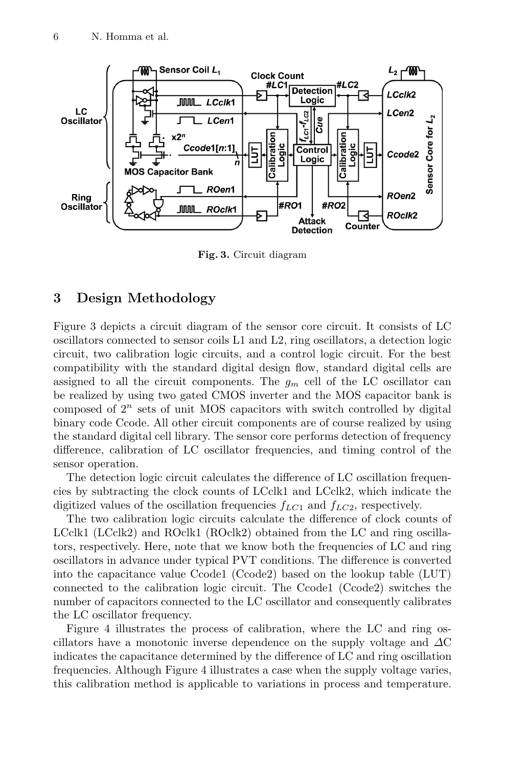Fig. 3. Circuit diagram

## 3 Design Methodology

Figure 3 depicts a circuit diagram of the sensor core circuit. It consists of LC oscillators connected to sensor coils L1 and L2, ring oscillators, a detection logic circuit, two calibration logic circuits, and a control logic circuit. For the best compatibility with the standard digital design flow, standard digital cells are assigned to all the circuit components. The $g_m$ cell of the LC oscillator can be realized by using two gated CMOS inverter and the MOS capacitor bank is composed of $2^n$ sets of unit MOS capacitors with switch controlled by digital binary code Ccode. All other circuit components are of course realized by using the standard digital cell library. The sensor core performs detection of frequency difference, calibration of LC oscillator frequencies, and timing control of the sensor operation.

The detection logic circuit calculates the difference of LC oscillation frequencies by subtracting the clock counts of LCclk1 and LCclk2, which indicate the digitized values of the oscillation frequencies $f_{LC1}$ and $f_{LC2}$, respectively.

The two calibration logic circuits calculate the difference of clock counts of LCclk1 (LCclk2) and ROclk1 (ROclk2) obtained from the LC and ring oscillators, respectively. Here, note that we know both the frequencies of LC and ring oscillators in advance under typical PVT conditions. The difference is converted into the capacitance value Ccode1 (Ccode2) based on the lookup table (LUT) connected to the calibration logic circuit. The Ccode1 (Ccode2) switches the number of capacitors connected to the LC oscillator and consequently calibrates the LC oscillator frequency.

Figure 4 illustrates the process of calibration, where the LC and ring oscillators have a monotonic inverse dependence on the supply voltage and $\Delta$C indicates the capacitance determined by the difference of LC and ring oscillation frequencies. Although Figure 4 illustrates a case when the supply voltage varies, this calibration method is applicable to variations in process and temperature.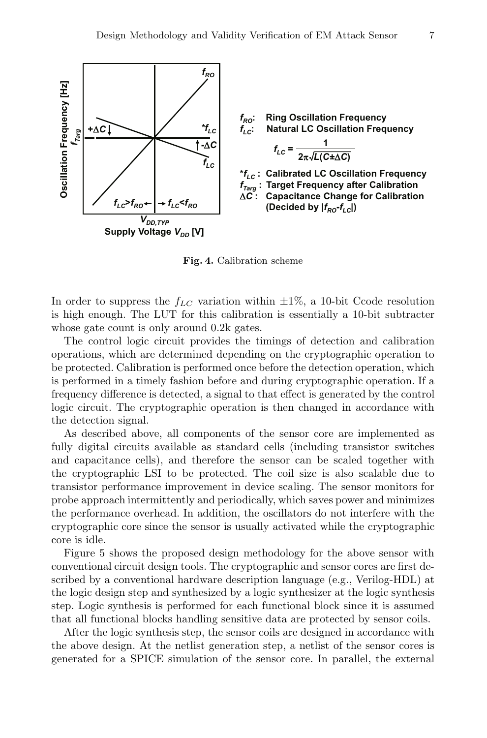**Fig. 4.** Calibration scheme

In order to suppress the $f_{LC}$ variation within ±1%, a 10-bit Ccode resolution is high enough. The LUT for this calibration is essentially a 10-bit subtracter whose gate count is only around 0.2k gates.

The control logic circuit provides the timings of detection and calibration operations, which are determined depending on the cryptographic operation to be protected. Calibration is performed once before the detection operation, which is performed in a timely fashion before and during cryptographic operation. If a frequency difference is detected, a signal to that effect is generated by the control logic circuit. The cryptographic operation is then changed in accordance with the detection signal.

As described above, all components of the sensor core are implemented as fully digital circuits available as standard cells (including transistor switches and capacitance cells), and therefore the sensor can be scaled together with the cryptographic LSI to be protected. The coil size is also scalable due to transistor performance improvement in device scaling. The sensor monitors for probe approach intermittently and periodically, which saves power and minimizes the performance overhead. In addition, the oscillators do not interfere with the cryptographic core since the sensor is usually activated while the cryptographic core is idle.

Figure 5 shows the proposed design methodology for the above sensor with conventional circuit design tools. The cryptographic and sensor cores are first described by a conventional hardware description language (e.g., Verilog-HDL) at the logic design step and synthesized by a logic synthesizer at the logic synthesis step. Logic synthesis is performed for each functional block since it is assumed that all functional blocks handling sensitive data are protected by sensor coils.

After the logic synthesis step, the sensor coils are designed in accordance with the above design. At the netlist generation step, a netlist of the sensor cores is generated for a SPICE simulation of the sensor core. In parallel, the external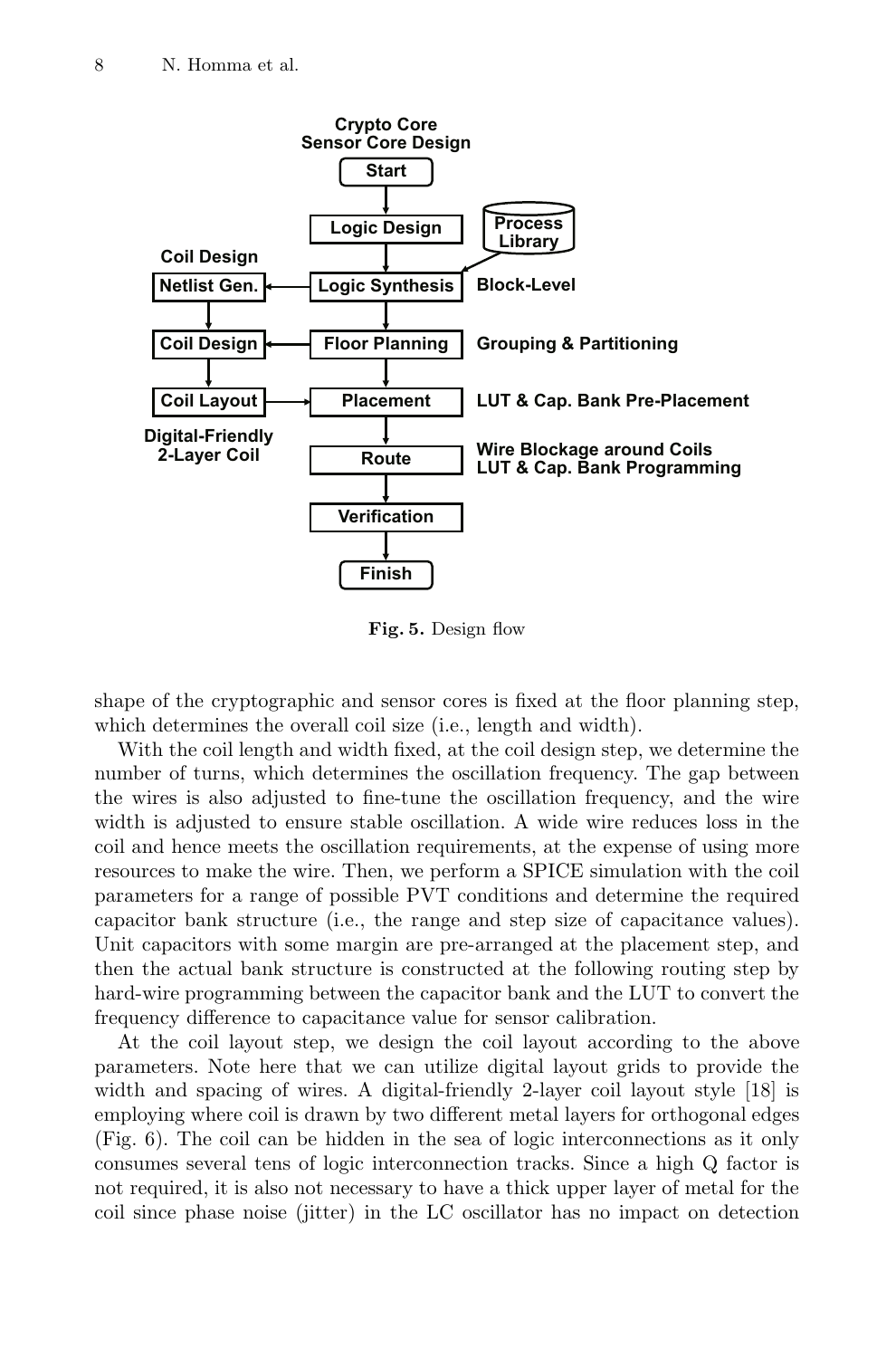Fig. 5. Design flow

shape of the cryptographic and sensor cores is fixed at the floor planning step, which determines the overall coil size (i.e., length and width).

With the coil length and width fixed, at the coil design step, we determine the number of turns, which determines the oscillation frequency. The gap between the wires is also adjusted to fine-tune the oscillation frequency, and the wire width is adjusted to ensure stable oscillation. A wide wire reduces loss in the coil and hence meets the oscillation requirements, at the expense of using more resources to make the wire. Then, we perform a SPICE simulation with the coil parameters for a range of possible PVT conditions and determine the required capacitor bank structure (i.e., the range and step size of capacitance values). Unit capacitors with some margin are pre-arranged at the placement step, and then the actual bank structure is constructed at the following routing step by hard-wire programming between the capacitor bank and the LUT to convert the frequency difference to capacitance value for sensor calibration.

At the coil layout step, we design the coil layout according to the above parameters. Note here that we can utilize digital layout grids to provide the width and spacing of wires. A digital-friendly 2-layer coil layout style [18] is employing where coil is drawn by two different metal layers for orthogonal edges (Fig. 6). The coil can be hidden in the sea of logic interconnections as it only consumes several tens of logic interconnection tracks. Since a high Q factor is not required, it is also not necessary to have a thick upper layer of metal for the coil since phase noise (jitter) in the LC oscillator has no impact on detection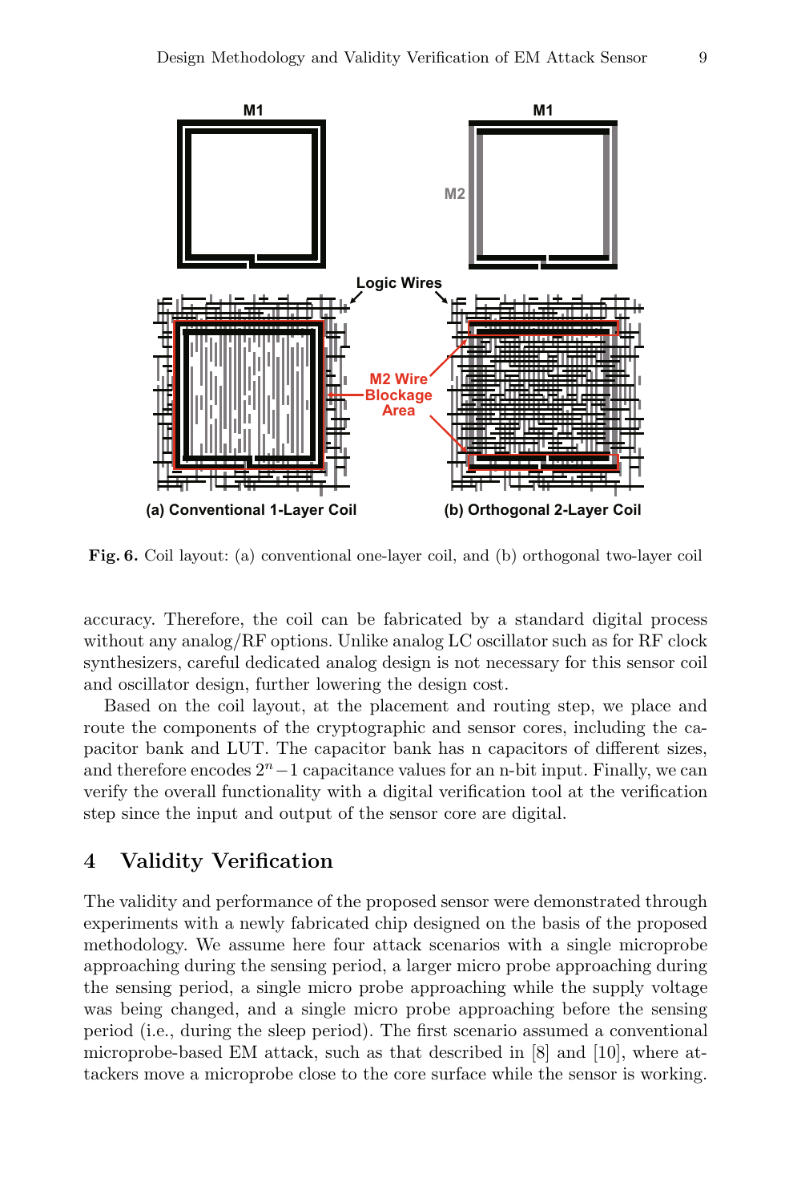**Fig. 6.** Coil layout: (a) conventional one-layer coil, and (b) orthogonal two-layer coil

accuracy. Therefore, the coil can be fabricated by a standard digital process without any analog/RF options. Unlike analog LC oscillator such as for RF clock synthesizers, careful dedicated analog design is not necessary for this sensor coil and oscillator design, further lowering the design cost.

Based on the coil layout, at the placement and routing step, we place and route the components of the cryptographic and sensor cores, including the capacitor bank and LUT. The capacitor bank has n capacitors of different sizes, and therefore encodes $2^n - 1$ capacitance values for an n-bit input. Finally, we can verify the overall functionality with a digital verification tool at the verification step since the input and output of the sensor core are digital.

## 4 Validity Verification

The validity and performance of the proposed sensor were demonstrated through experiments with a newly fabricated chip designed on the basis of the proposed methodology. We assume here four attack scenarios with a single microprobe approaching during the sensing period, a larger micro probe approaching during the sensing period, a single micro probe approaching while the supply voltage was being changed, and a single micro probe approaching before the sensing period (i.e., during the sleep period). The first scenario assumed a conventional microprobe-based EM attack, such as that described in [8] and [10], where attackers move a microprobe close to the core surface while the sensor is working.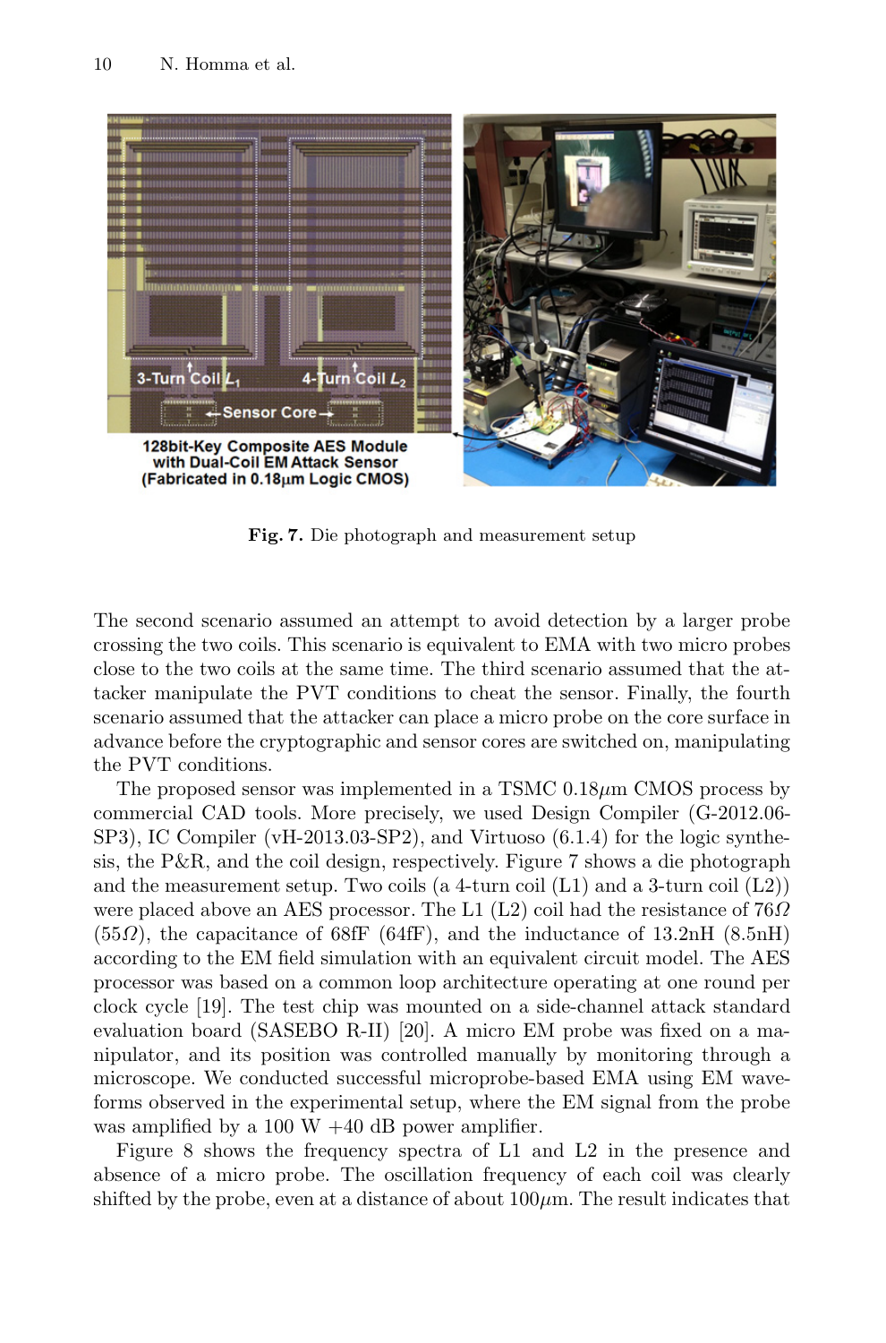Fig. 7. Die photograph and measurement setup

The second scenario assumed an attempt to avoid detection by a larger probe crossing the two coils. This scenario is equivalent to EMA with two micro probes close to the two coils at the same time. The third scenario assumed that the attacker manipulate the PVT conditions to cheat the sensor. Finally, the fourth scenario assumed that the attacker can place a micro probe on the core surface in advance before the cryptographic and sensor cores are switched on, manipulating the PVT conditions.

The proposed sensor was implemented in a TSMC 0.18$\mu$m CMOS process by commercial CAD tools. More precisely, we used Design Compiler (G-2012.06-SP3), IC Compiler (vH-2013.03-SP2), and Virtuoso (6.1.4) for the logic synthesis, the P&R, and the coil design, respectively. Figure 7 shows a die photograph and the measurement setup. Two coils (a 4-turn coil (L1) and a 3-turn coil (L2)) were placed above an AES processor. The L1 (L2) coil had the resistance of 76$\Omega$ (55$\Omega$), the capacitance of 68fF (64fF), and the inductance of 13.2nH (8.5nH) according to the EM field simulation with an equivalent circuit model. The AES processor was based on a common loop architecture operating at one round per clock cycle [19]. The test chip was mounted on a side-channel attack standard evaluation board (SASEBO R-II) [20]. A micro EM probe was fixed on a manipulator, and its position was controlled manually by monitoring through a microscope. We conducted successful microprobe-based EMA using EM waveforms observed in the experimental setup, where the EM signal from the probe was amplified by a 100 W +40 dB power amplifier.

Figure 8 shows the frequency spectra of L1 and L2 in the presence and absence of a micro probe. The oscillation frequency of each coil was clearly shifted by the probe, even at a distance of about 100$\mu$m. The result indicates that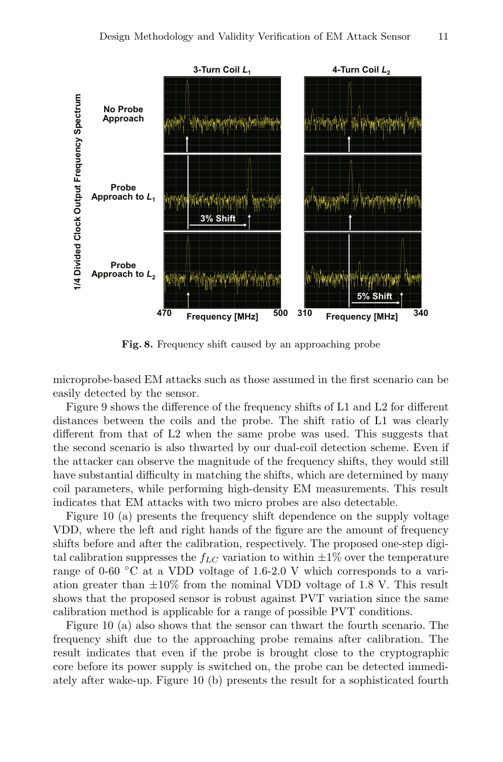**Fig. 8.** Frequency shift caused by an approaching probe

microprobe-based EM attacks such as those assumed in the first scenario can be easily detected by the sensor.

Figure 9 shows the difference of the frequency shifts of L1 and L2 for different distances between the coils and the probe. The shift ratio of L1 was clearly different from that of L2 when the same probe was used. This suggests that the second scenario is also thwarted by our dual-coil detection scheme. Even if the attacker can observe the magnitude of the frequency shifts, they would still have substantial difficulty in matching the shifts, which are determined by many coil parameters, while performing high-density EM measurements. This result indicates that EM attacks with two micro probes are also detectable.

Figure 10 (a) presents the frequency shift dependence on the supply voltage VDD, where the left and right hands of the figure are the amount of frequency shifts before and after the calibration, respectively. The proposed one-step digital calibration suppresses the $f_{LC}$ variation to within $\pm 1\%$ over the temperature range of 0-60 °C at a VDD voltage of 1.6-2.0 V which corresponds to a variation greater than $\pm 10\%$ from the nominal VDD voltage of 1.8 V. This result shows that the proposed sensor is robust against PVT variation since the same calibration method is applicable for a range of possible PVT conditions.

Figure 10 (a) also shows that the sensor can thwart the fourth scenario. The frequency shift due to the approaching probe remains after calibration. The result indicates that even if the probe is brought close to the cryptographic core before its power supply is switched on, the probe can be detected immediately after wake-up. Figure 10 (b) presents the result for a sophisticated fourth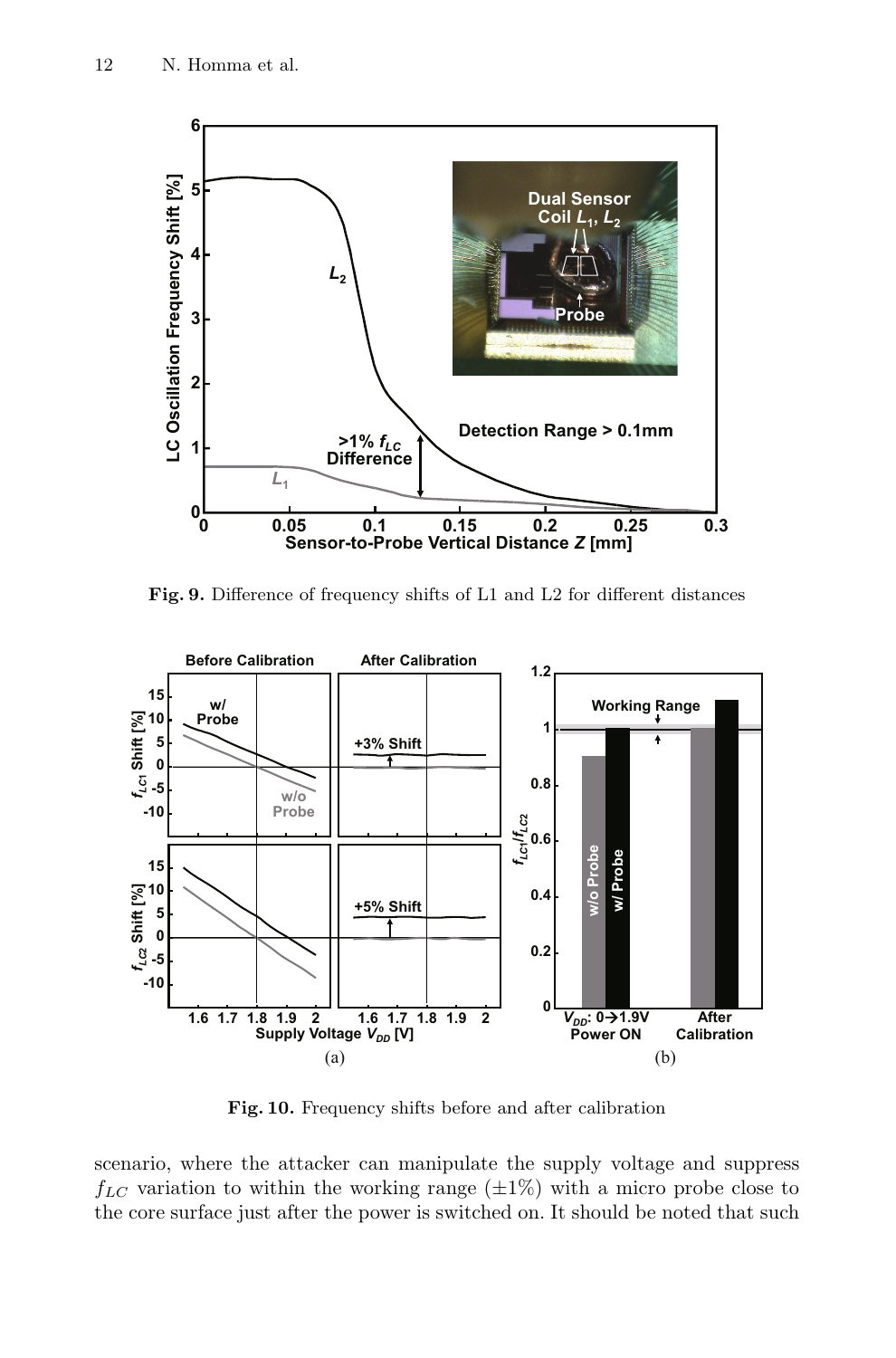**Fig. 9.** Difference of frequency shifts of L1 and L2 for different distances

**Fig. 10.** Frequency shifts before and after calibration

scenario, where the attacker can manipulate the supply voltage and suppress $f_{LC}$ variation to within the working range ($\pm 1\%$) with a micro probe close to the core surface just after the power is switched on. It should be noted that such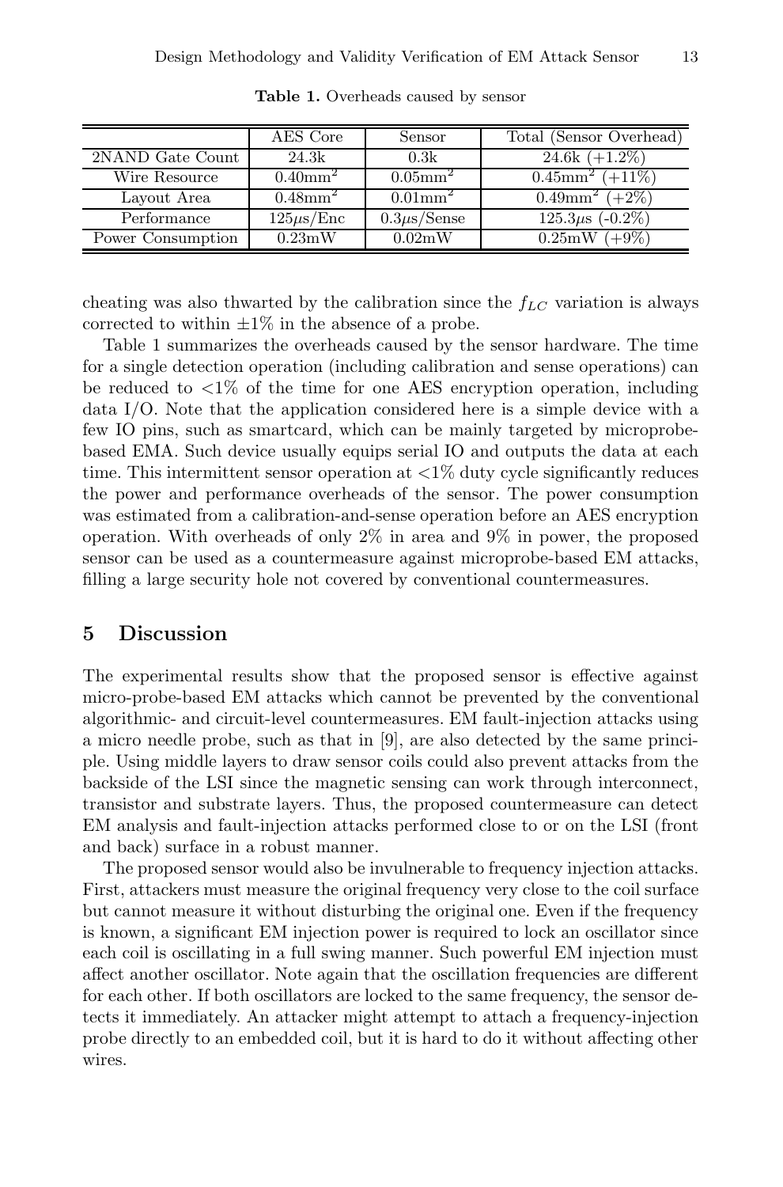**Table 1.** Overheads caused by sensor

| | AES Core | Sensor | Total (Sensor Overhead) |
|---|---|---|---|
| 2NAND Gate Count | 24.3k | 0.3k | 24.6k (+1.2%) |
| Wire Resource | $0.40\text{mm}^2$ | $0.05\text{mm}^2$ | $0.45\text{mm}^2$ (+11%) |
| Layout Area | $0.48\text{mm}^2$ | $0.01\text{mm}^2$ | $0.49\text{mm}^2$ (+2%) |
| Performance | $125\mu$s/Enc | $0.3\mu$s/Sense | $125.3\mu$s (-0.2%) |
| Power Consumption | 0.23mW | 0.02mW | 0.25mW (+9%) |

cheating was also thwarted by the calibration since the $f_{LC}$ variation is always corrected to within $\pm 1\%$ in the absence of a probe.

Table 1 summarizes the overheads caused by the sensor hardware. The time for a single detection operation (including calibration and sense operations) can be reduced to $<1\%$ of the time for one AES encryption operation, including data I/O. Note that the application considered here is a simple device with a few IO pins, such as smartcard, which can be mainly targeted by microprobe-based EMA. Such device usually equips serial IO and outputs the data at each time. This intermittent sensor operation at $<1\%$ duty cycle significantly reduces the power and performance overheads of the sensor. The power consumption was estimated from a calibration-and-sense operation before an AES encryption operation. With overheads of only 2% in area and 9% in power, the proposed sensor can be used as a countermeasure against microprobe-based EM attacks, filling a large security hole not covered by conventional countermeasures.

## 5 Discussion

The experimental results show that the proposed sensor is effective against micro-probe-based EM attacks which cannot be prevented by the conventional algorithmic- and circuit-level countermeasures. EM fault-injection attacks using a micro needle probe, such as that in [9], are also detected by the same principle. Using middle layers to draw sensor coils could also prevent attacks from the backside of the LSI since the magnetic sensing can work through interconnect, transistor and substrate layers. Thus, the proposed countermeasure can detect EM analysis and fault-injection attacks performed close to or on the LSI (front and back) surface in a robust manner.

The proposed sensor would also be invulnerable to frequency injection attacks. First, attackers must measure the original frequency very close to the coil surface but cannot measure it without disturbing the original one. Even if the frequency is known, a significant EM injection power is required to lock an oscillator since each coil is oscillating in a full swing manner. Such powerful EM injection must affect another oscillator. Note again that the oscillation frequencies are different for each other. If both oscillators are locked to the same frequency, the sensor detects it immediately. An attacker might attempt to attach a frequency-injection probe directly to an embedded coil, but it is hard to do it without affecting other wires.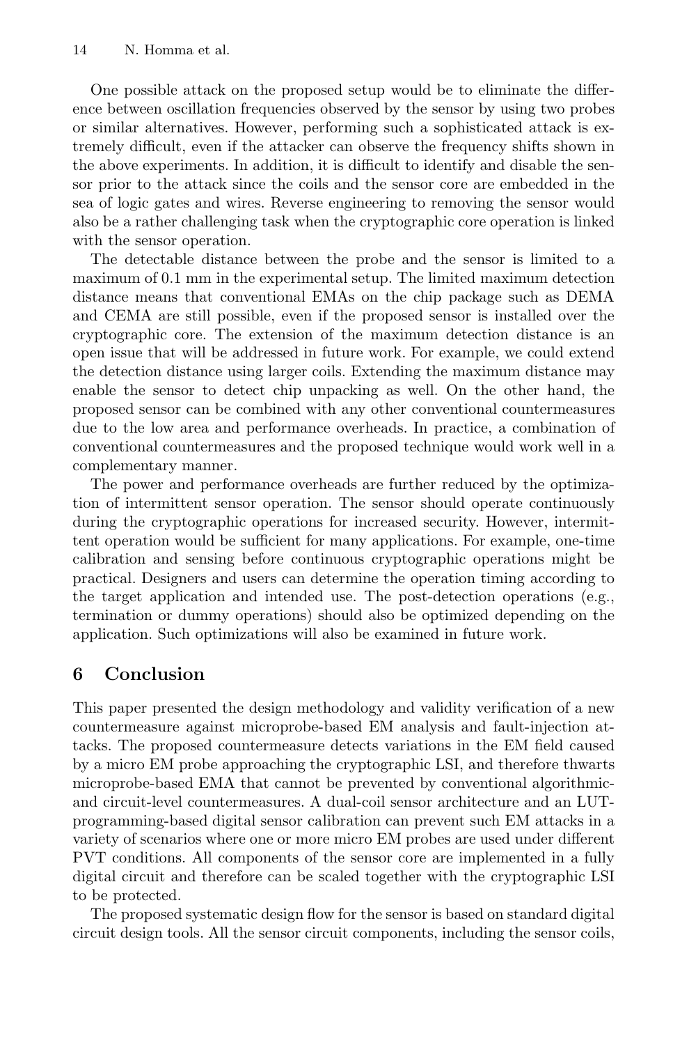One possible attack on the proposed setup would be to eliminate the difference between oscillation frequencies observed by the sensor by using two probes or similar alternatives. However, performing such a sophisticated attack is extremely difficult, even if the attacker can observe the frequency shifts shown in the above experiments. In addition, it is difficult to identify and disable the sensor prior to the attack since the coils and the sensor core are embedded in the sea of logic gates and wires. Reverse engineering to removing the sensor would also be a rather challenging task when the cryptographic core operation is linked with the sensor operation.

The detectable distance between the probe and the sensor is limited to a maximum of 0.1 mm in the experimental setup. The limited maximum detection distance means that conventional EMAs on the chip package such as DEMA and CEMA are still possible, even if the proposed sensor is installed over the cryptographic core. The extension of the maximum detection distance is an open issue that will be addressed in future work. For example, we could extend the detection distance using larger coils. Extending the maximum distance may enable the sensor to detect chip unpacking as well. On the other hand, the proposed sensor can be combined with any other conventional countermeasures due to the low area and performance overheads. In practice, a combination of conventional countermeasures and the proposed technique would work well in a complementary manner.

The power and performance overheads are further reduced by the optimization of intermittent sensor operation. The sensor should operate continuously during the cryptographic operations for increased security. However, intermittent operation would be sufficient for many applications. For example, one-time calibration and sensing before continuous cryptographic operations might be practical. Designers and users can determine the operation timing according to the target application and intended use. The post-detection operations (e.g., termination or dummy operations) should also be optimized depending on the application. Such optimizations will also be examined in future work.

## 6 Conclusion

This paper presented the design methodology and validity verification of a new countermeasure against microprobe-based EM analysis and fault-injection attacks. The proposed countermeasure detects variations in the EM field caused by a micro EM probe approaching the cryptographic LSI, and therefore thwarts microprobe-based EMA that cannot be prevented by conventional algorithmic- and circuit-level countermeasures. A dual-coil sensor architecture and an LUT-programming-based digital sensor calibration can prevent such EM attacks in a variety of scenarios where one or more micro EM probes are used under different PVT conditions. All components of the sensor core are implemented in a fully digital circuit and therefore can be scaled together with the cryptographic LSI to be protected.

The proposed systematic design flow for the sensor is based on standard digital circuit design tools. All the sensor circuit components, including the sensor coils,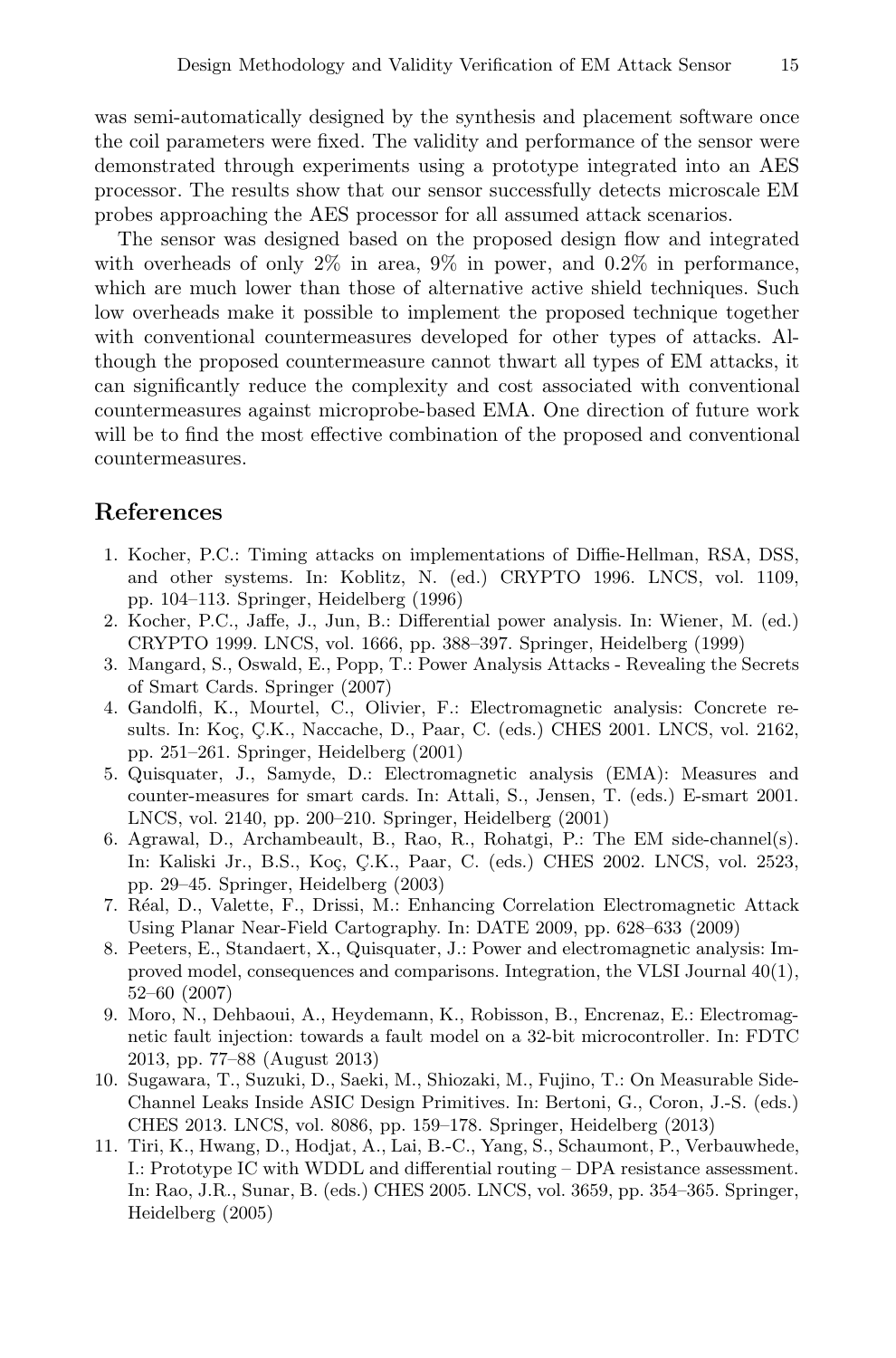was semi-automatically designed by the synthesis and placement software once the coil parameters were fixed. The validity and performance of the sensor were demonstrated through experiments using a prototype integrated into an AES processor. The results show that our sensor successfully detects microscale EM probes approaching the AES processor for all assumed attack scenarios.

The sensor was designed based on the proposed design flow and integrated with overheads of only 2% in area, 9% in power, and 0.2% in performance, which are much lower than those of alternative active shield techniques. Such low overheads make it possible to implement the proposed technique together with conventional countermeasures developed for other types of attacks. Although the proposed countermeasure cannot thwart all types of EM attacks, it can significantly reduce the complexity and cost associated with conventional countermeasures against microprobe-based EMA. One direction of future work will be to find the most effective combination of the proposed and conventional countermeasures.

## References

1. Kocher, P.C.: Timing attacks on implementations of Diffie-Hellman, RSA, DSS, and other systems. In: Koblitz, N. (ed.) CRYPTO 1996. LNCS, vol. 1109, pp. 104–113. Springer, Heidelberg (1996)
2. Kocher, P.C., Jaffe, J., Jun, B.: Differential power analysis. In: Wiener, M. (ed.) CRYPTO 1999. LNCS, vol. 1666, pp. 388–397. Springer, Heidelberg (1999)
3. Mangard, S., Oswald, E., Popp, T.: Power Analysis Attacks - Revealing the Secrets of Smart Cards. Springer (2007)
4. Gandolfi, K., Mourtel, C., Olivier, F.: Electromagnetic analysis: Concrete results. In: Koç, Ç.K., Naccache, D., Paar, C. (eds.) CHES 2001. LNCS, vol. 2162, pp. 251–261. Springer, Heidelberg (2001)
5. Quisquater, J., Samyde, D.: Electromagnetic analysis (EMA): Measures and counter-measures for smart cards. In: Attali, S., Jensen, T. (eds.) E-smart 2001. LNCS, vol. 2140, pp. 200–210. Springer, Heidelberg (2001)
6. Agrawal, D., Archambeault, B., Rao, R., Rohatgi, P.: The EM side-channel(s). In: Kaliski Jr., B.S., Koç, Ç.K., Paar, C. (eds.) CHES 2002. LNCS, vol. 2523, pp. 29–45. Springer, Heidelberg (2003)
7. Réal, D., Valette, F., Drissi, M.: Enhancing Correlation Electromagnetic Attack Using Planar Near-Field Cartography. In: DATE 2009, pp. 628–633 (2009)
8. Peeters, E., Standaert, X., Quisquater, J.: Power and electromagnetic analysis: Improved model, consequences and comparisons. Integration, the VLSI Journal 40(1), 52–60 (2007)
9. Moro, N., Dehbaoui, A., Heydemann, K., Robisson, B., Encrenaz, E.: Electromagnetic fault injection: towards a fault model on a 32-bit microcontroller. In: FDTC 2013, pp. 77–88 (August 2013)
10. Sugawara, T., Suzuki, D., Saeki, M., Shiozaki, M., Fujino, T.: On Measurable Side-Channel Leaks Inside ASIC Design Primitives. In: Bertoni, G., Coron, J.-S. (eds.) CHES 2013. LNCS, vol. 8086, pp. 159–178. Springer, Heidelberg (2013)
11. Tiri, K., Hwang, D., Hodjat, A., Lai, B.-C., Yang, S., Schaumont, P., Verbauwhede, I.: Prototype IC with WDDL and differential routing – DPA resistance assessment. In: Rao, J.R., Sunar, B. (eds.) CHES 2005. LNCS, vol. 3659, pp. 354–365. Springer, Heidelberg (2005)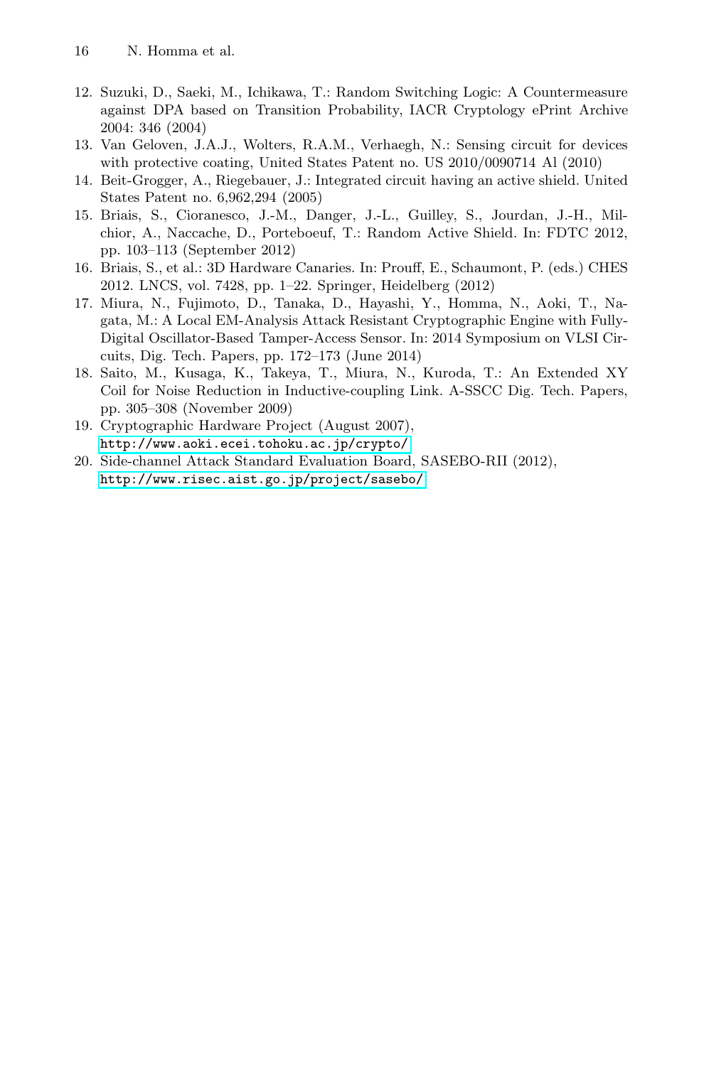12. Suzuki, D., Saeki, M., Ichikawa, T.: Random Switching Logic: A Countermeasure against DPA based on Transition Probability, IACR Cryptology ePrint Archive 2004: 346 (2004)
13. Van Geloven, J.A.J., Wolters, R.A.M., Verhaegh, N.: Sensing circuit for devices with protective coating, United States Patent no. US 2010/0090714 Al (2010)
14. Beit-Grogger, A., Riegebauer, J.: Integrated circuit having an active shield. United States Patent no. 6,962,294 (2005)
15. Briais, S., Cioranesco, J.-M., Danger, J.-L., Guilley, S., Jourdan, J.-H., Milchior, A., Naccache, D., Porteboeuf, T.: Random Active Shield. In: FDTC 2012, pp. 103–113 (September 2012)
16. Briais, S., et al.: 3D Hardware Canaries. In: Prouff, E., Schaumont, P. (eds.) CHES 2012. LNCS, vol. 7428, pp. 1–22. Springer, Heidelberg (2012)
17. Miura, N., Fujimoto, D., Tanaka, D., Hayashi, Y., Homma, N., Aoki, T., Nagata, M.: A Local EM-Analysis Attack Resistant Cryptographic Engine with Fully-Digital Oscillator-Based Tamper-Access Sensor. In: 2014 Symposium on VLSI Circuits, Dig. Tech. Papers, pp. 172–173 (June 2014)
18. Saito, M., Kusaga, K., Takeya, T., Miura, N., Kuroda, T.: An Extended XY Coil for Noise Reduction in Inductive-coupling Link. A-SSCC Dig. Tech. Papers, pp. 305–308 (November 2009)
19. Cryptographic Hardware Project (August 2007), http://www.aoki.ecei.tohoku.ac.jp/crypto/
20. Side-channel Attack Standard Evaluation Board, SASEBO-RII (2012), http://www.risec.aist.go.jp/project/sasebo/